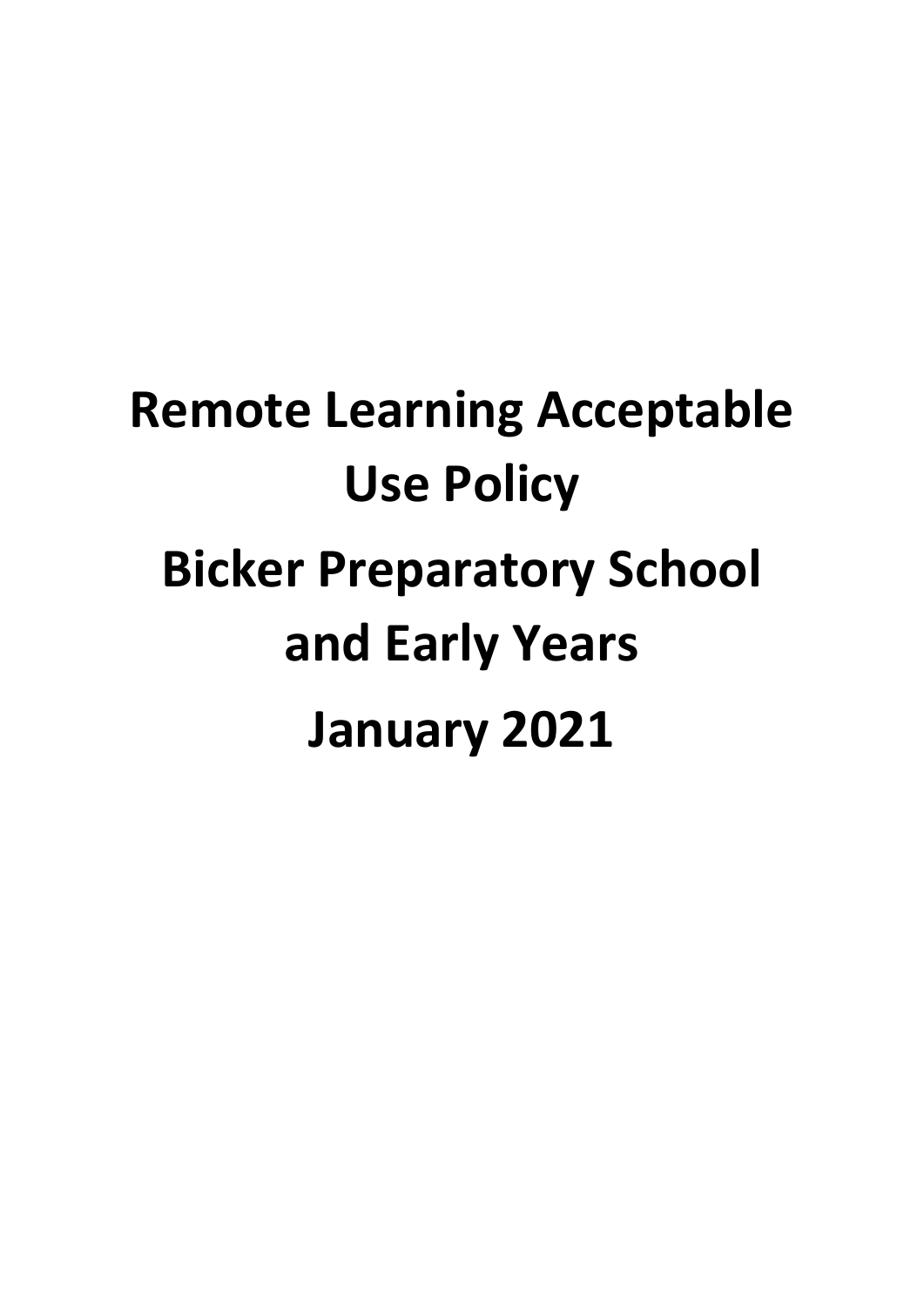# Remote Learning Acceptable Use Policy

# Bicker Preparatory School and Early Years

# January 2021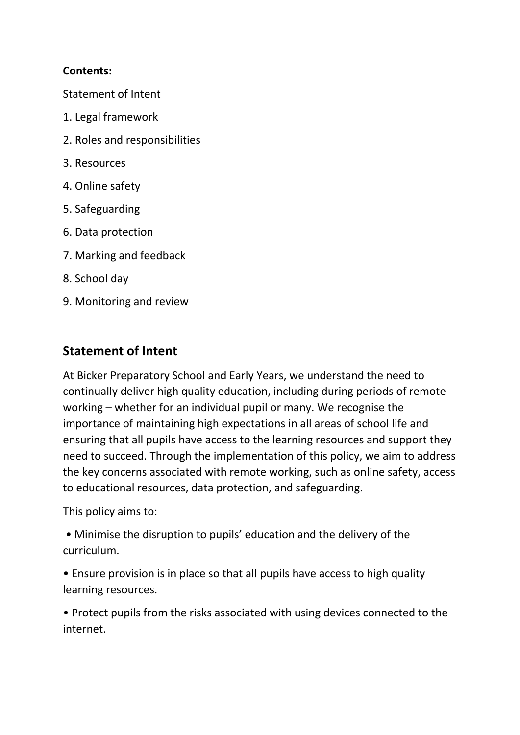**Contents:**

Statement of Intent

1. Legal framework
2. Roles and responsibilities
3. Resources
4. Online safety
5. Safeguarding
6. Data protection
7. Marking and feedback
8. School day
9. Monitoring and review

## Statement of Intent

At Bicker Preparatory School and Early Years, we understand the need to continually deliver high quality education, including during periods of remote working – whether for an individual pupil or many. We recognise the importance of maintaining high expectations in all areas of school life and ensuring that all pupils have access to the learning resources and support they need to succeed. Through the implementation of this policy, we aim to address the key concerns associated with remote working, such as online safety, access to educational resources, data protection, and safeguarding.

This policy aims to:

- Minimise the disruption to pupils' education and the delivery of the curriculum.
- Ensure provision is in place so that all pupils have access to high quality learning resources.
- Protect pupils from the risks associated with using devices connected to the internet.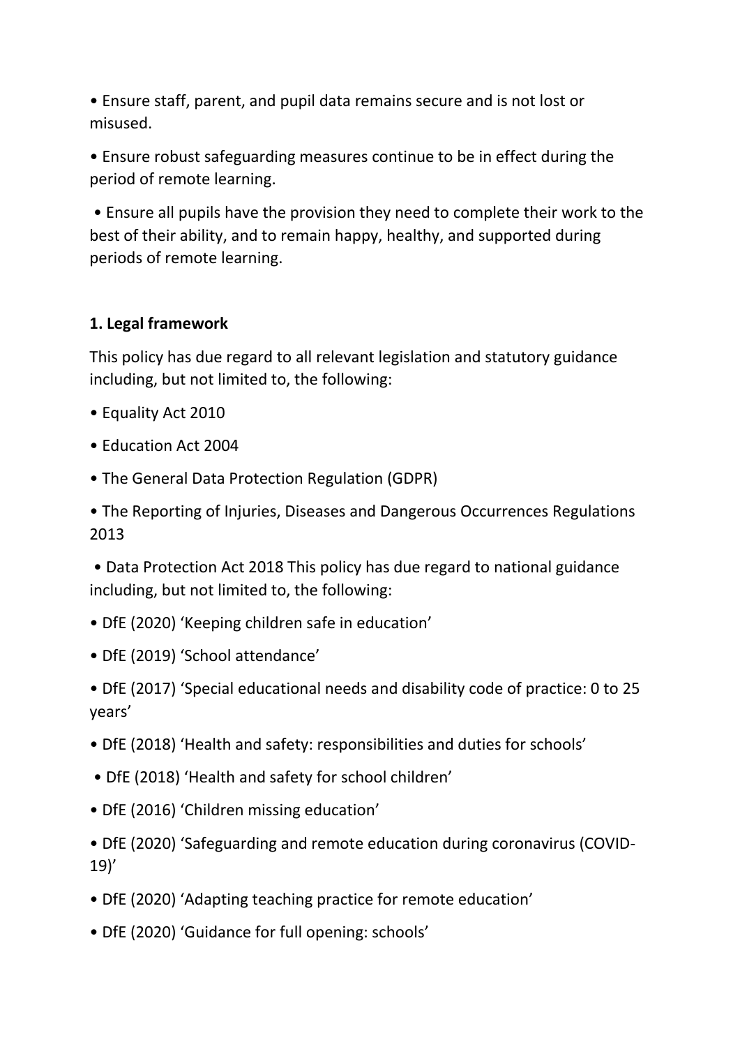- Ensure staff, parent, and pupil data remains secure and is not lost or misused.
- Ensure robust safeguarding measures continue to be in effect during the period of remote learning.
- Ensure all pupils have the provision they need to complete their work to the best of their ability, and to remain happy, healthy, and supported during periods of remote learning.

## 1. Legal framework

This policy has due regard to all relevant legislation and statutory guidance including, but not limited to, the following:

- Equality Act 2010
- Education Act 2004
- The General Data Protection Regulation (GDPR)
- The Reporting of Injuries, Diseases and Dangerous Occurrences Regulations 2013
- Data Protection Act 2018 This policy has due regard to national guidance including, but not limited to, the following:
- DfE (2020) 'Keeping children safe in education'
- DfE (2019) 'School attendance'
- DfE (2017) 'Special educational needs and disability code of practice: 0 to 25 years'
- DfE (2018) 'Health and safety: responsibilities and duties for schools'
- DfE (2018) 'Health and safety for school children'
- DfE (2016) 'Children missing education'
- DfE (2020) 'Safeguarding and remote education during coronavirus (COVID-19)'
- DfE (2020) 'Adapting teaching practice for remote education'
- DfE (2020) 'Guidance for full opening: schools'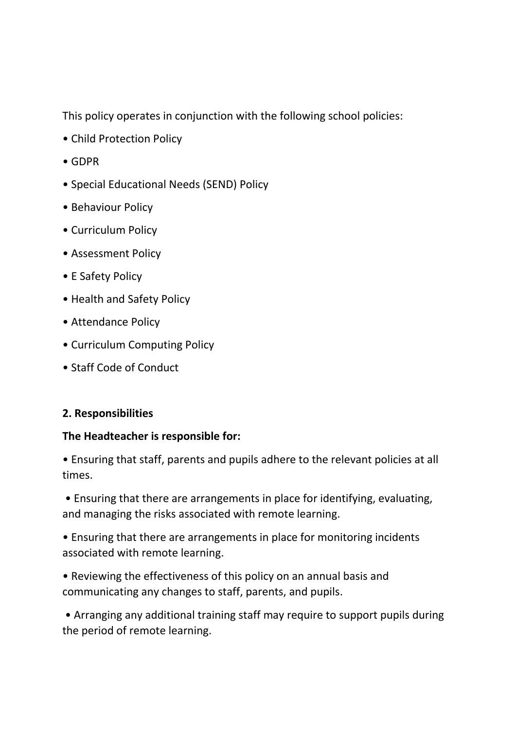This policy operates in conjunction with the following school policies:

- Child Protection Policy
- GDPR
- Special Educational Needs (SEND) Policy
- Behaviour Policy
- Curriculum Policy
- Assessment Policy
- E Safety Policy
- Health and Safety Policy
- Attendance Policy
- Curriculum Computing Policy
- Staff Code of Conduct

## 2. Responsibilities

**The Headteacher is responsible for:**

- Ensuring that staff, parents and pupils adhere to the relevant policies at all times.
- Ensuring that there are arrangements in place for identifying, evaluating, and managing the risks associated with remote learning.
- Ensuring that there are arrangements in place for monitoring incidents associated with remote learning.
- Reviewing the effectiveness of this policy on an annual basis and communicating any changes to staff, parents, and pupils.
- Arranging any additional training staff may require to support pupils during the period of remote learning.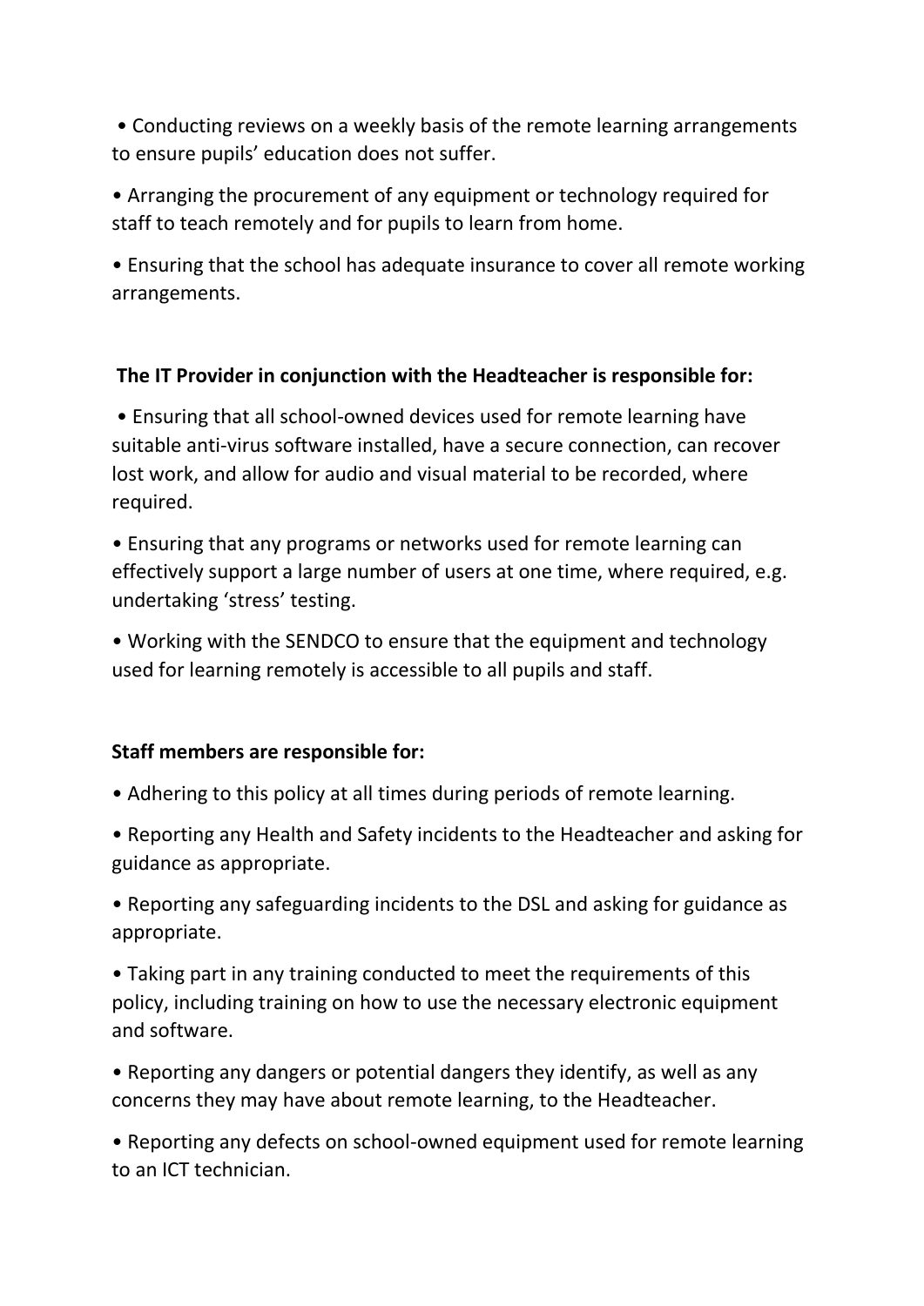- Conducting reviews on a weekly basis of the remote learning arrangements to ensure pupils' education does not suffer.
- Arranging the procurement of any equipment or technology required for staff to teach remotely and for pupils to learn from home.
- Ensuring that the school has adequate insurance to cover all remote working arrangements.

**The IT Provider in conjunction with the Headteacher is responsible for:**

- Ensuring that all school-owned devices used for remote learning have suitable anti-virus software installed, have a secure connection, can recover lost work, and allow for audio and visual material to be recorded, where required.
- Ensuring that any programs or networks used for remote learning can effectively support a large number of users at one time, where required, e.g. undertaking 'stress' testing.
- Working with the SENDCO to ensure that the equipment and technology used for learning remotely is accessible to all pupils and staff.

**Staff members are responsible for:**

- Adhering to this policy at all times during periods of remote learning.
- Reporting any Health and Safety incidents to the Headteacher and asking for guidance as appropriate.
- Reporting any safeguarding incidents to the DSL and asking for guidance as appropriate.
- Taking part in any training conducted to meet the requirements of this policy, including training on how to use the necessary electronic equipment and software.
- Reporting any dangers or potential dangers they identify, as well as any concerns they may have about remote learning, to the Headteacher.
- Reporting any defects on school-owned equipment used for remote learning to an ICT technician.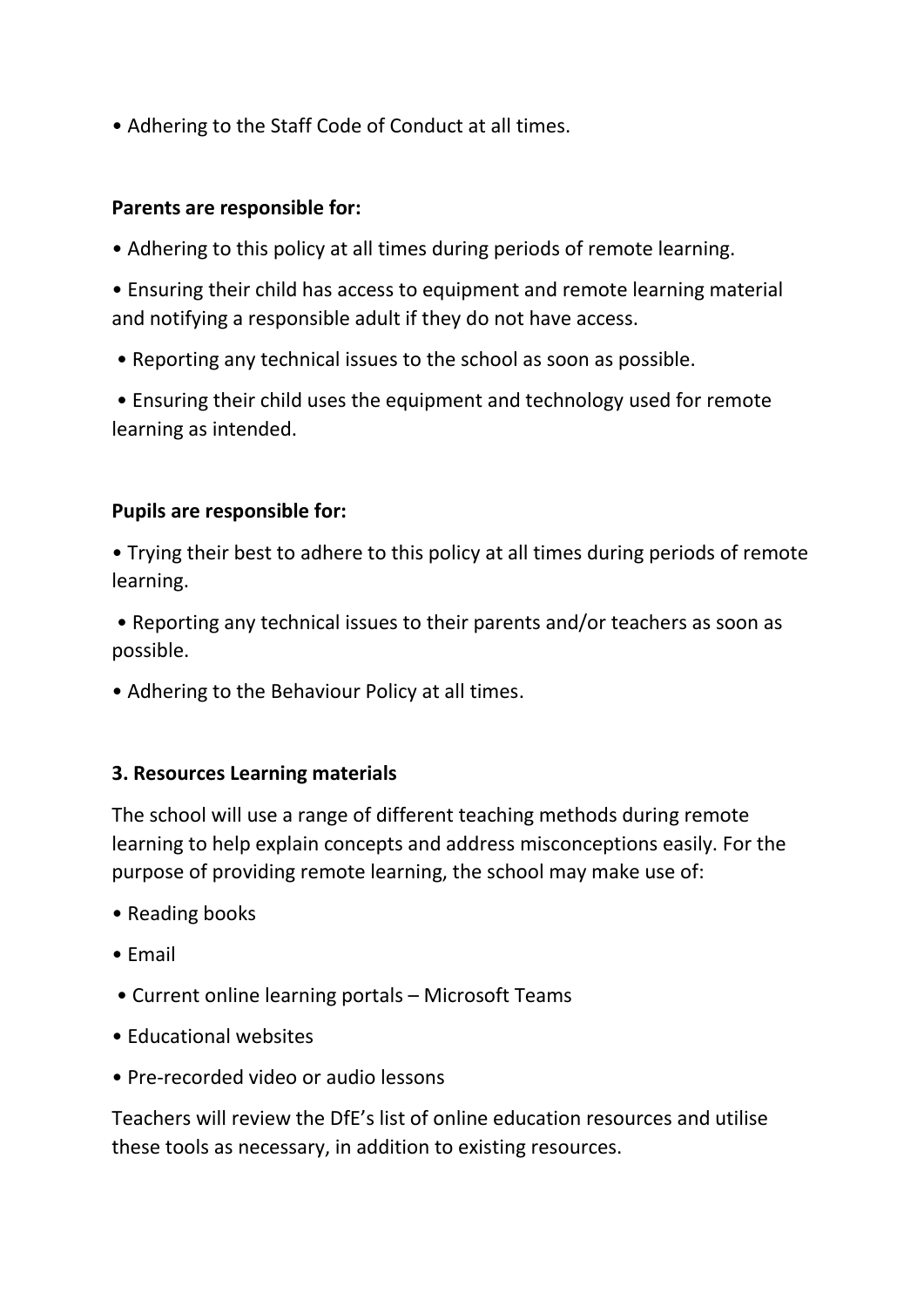- Adhering to the Staff Code of Conduct at all times.

**Parents are responsible for:**

- Adhering to this policy at all times during periods of remote learning.
- Ensuring their child has access to equipment and remote learning material and notifying a responsible adult if they do not have access.
- Reporting any technical issues to the school as soon as possible.
- Ensuring their child uses the equipment and technology used for remote learning as intended.

**Pupils are responsible for:**

- Trying their best to adhere to this policy at all times during periods of remote learning.
- Reporting any technical issues to their parents and/or teachers as soon as possible.
- Adhering to the Behaviour Policy at all times.

**3. Resources Learning materials**

The school will use a range of different teaching methods during remote learning to help explain concepts and address misconceptions easily. For the purpose of providing remote learning, the school may make use of:

- Reading books
- Email
- Current online learning portals – Microsoft Teams
- Educational websites
- Pre-recorded video or audio lessons

Teachers will review the DfE's list of online education resources and utilise these tools as necessary, in addition to existing resources.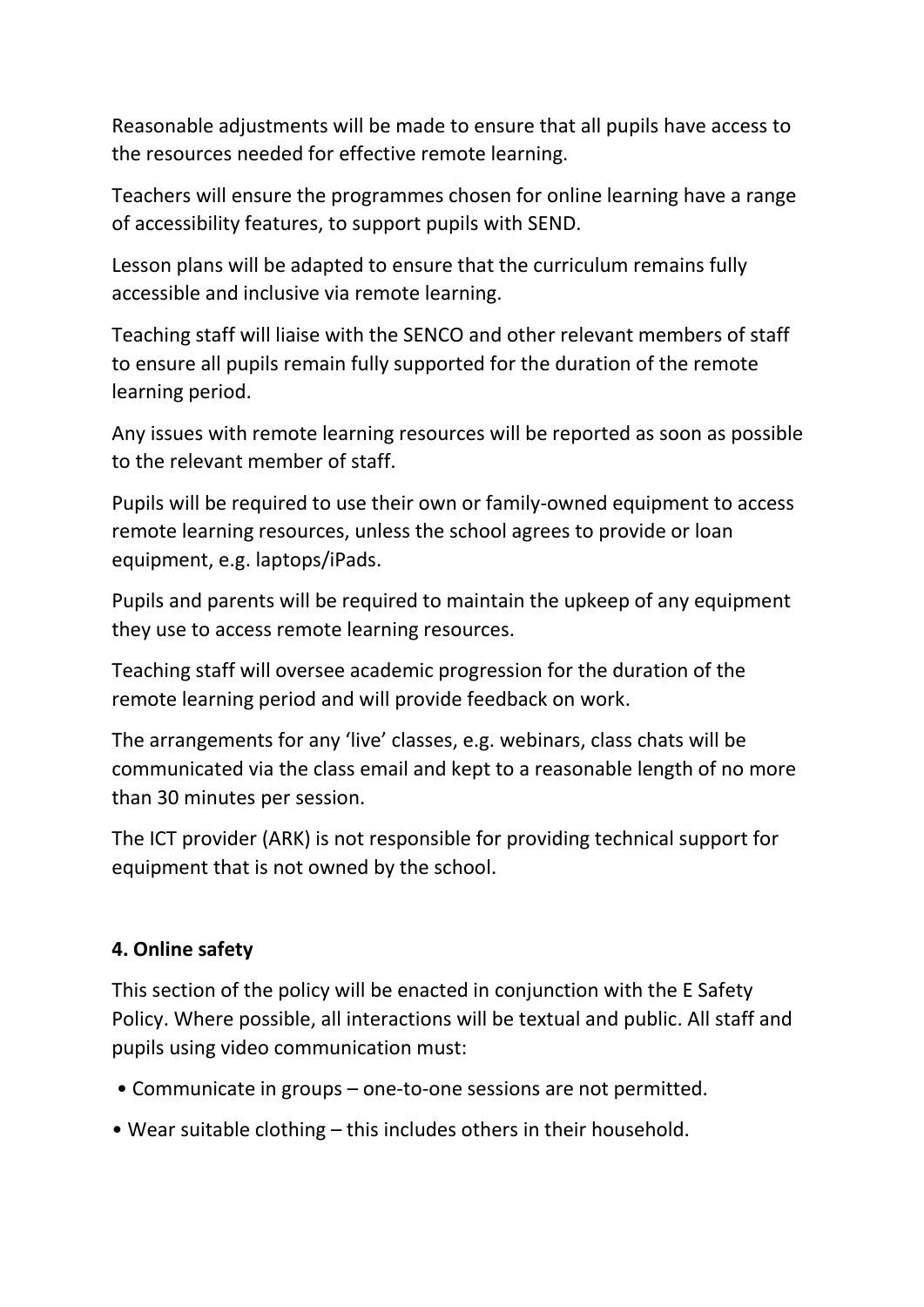Reasonable adjustments will be made to ensure that all pupils have access to the resources needed for effective remote learning.

Teachers will ensure the programmes chosen for online learning have a range of accessibility features, to support pupils with SEND.

Lesson plans will be adapted to ensure that the curriculum remains fully accessible and inclusive via remote learning.

Teaching staff will liaise with the SENCO and other relevant members of staff to ensure all pupils remain fully supported for the duration of the remote learning period.

Any issues with remote learning resources will be reported as soon as possible to the relevant member of staff.

Pupils will be required to use their own or family-owned equipment to access remote learning resources, unless the school agrees to provide or loan equipment, e.g. laptops/iPads.

Pupils and parents will be required to maintain the upkeep of any equipment they use to access remote learning resources.

Teaching staff will oversee academic progression for the duration of the remote learning period and will provide feedback on work.

The arrangements for any 'live' classes, e.g. webinars, class chats will be communicated via the class email and kept to a reasonable length of no more than 30 minutes per session.

The ICT provider (ARK) is not responsible for providing technical support for equipment that is not owned by the school.

**4. Online safety**

This section of the policy will be enacted in conjunction with the E Safety Policy. Where possible, all interactions will be textual and public. All staff and pupils using video communication must:

- Communicate in groups – one-to-one sessions are not permitted.
- Wear suitable clothing – this includes others in their household.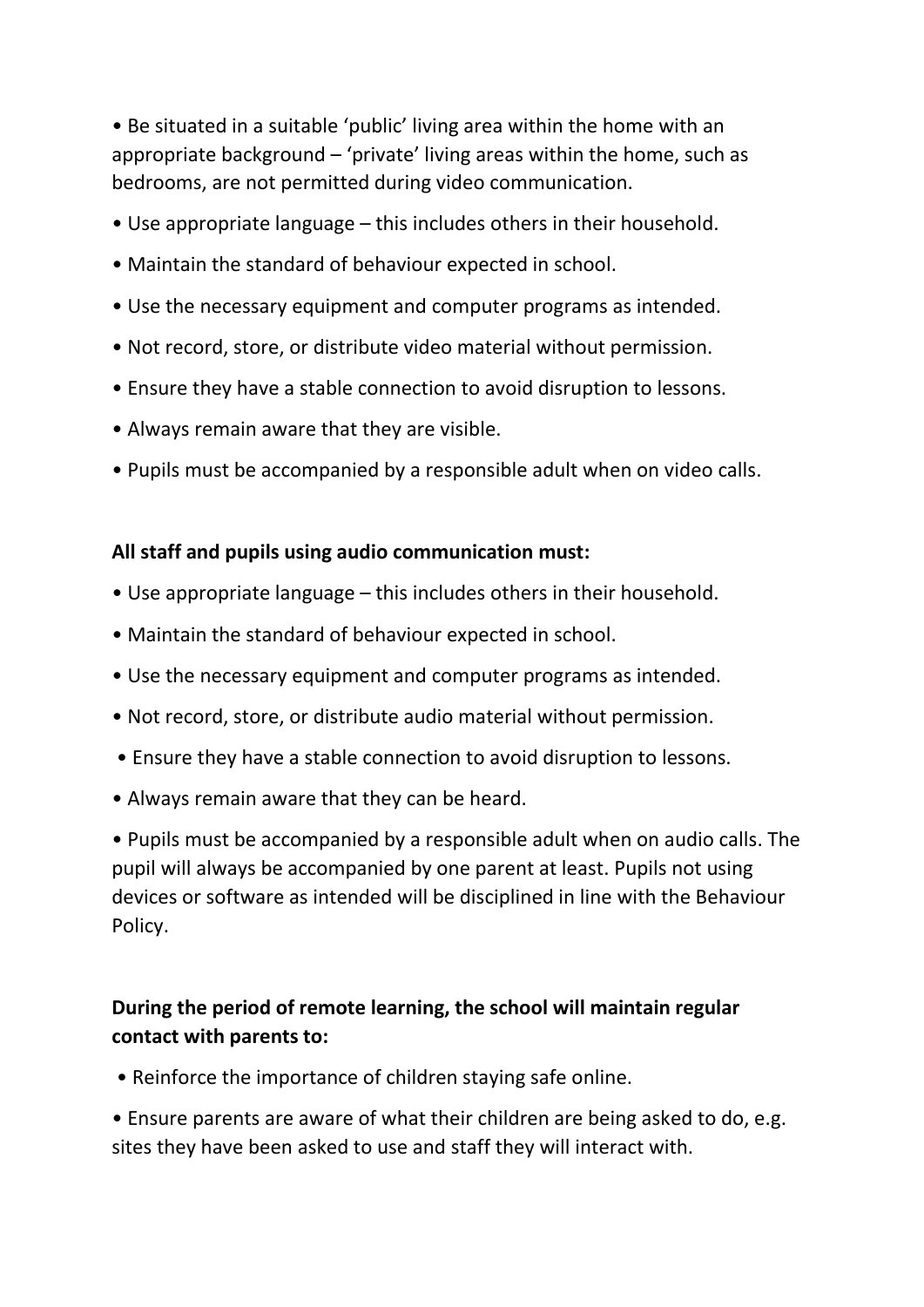- Be situated in a suitable 'public' living area within the home with an appropriate background – 'private' living areas within the home, such as bedrooms, are not permitted during video communication.
- Use appropriate language – this includes others in their household.
- Maintain the standard of behaviour expected in school.
- Use the necessary equipment and computer programs as intended.
- Not record, store, or distribute video material without permission.
- Ensure they have a stable connection to avoid disruption to lessons.
- Always remain aware that they are visible.
- Pupils must be accompanied by a responsible adult when on video calls.

**All staff and pupils using audio communication must:**

- Use appropriate language – this includes others in their household.
- Maintain the standard of behaviour expected in school.
- Use the necessary equipment and computer programs as intended.
- Not record, store, or distribute audio material without permission.
- Ensure they have a stable connection to avoid disruption to lessons.
- Always remain aware that they can be heard.
- Pupils must be accompanied by a responsible adult when on audio calls. The pupil will always be accompanied by one parent at least. Pupils not using devices or software as intended will be disciplined in line with the Behaviour Policy.

**During the period of remote learning, the school will maintain regular contact with parents to:**

- Reinforce the importance of children staying safe online.
- Ensure parents are aware of what their children are being asked to do, e.g. sites they have been asked to use and staff they will interact with.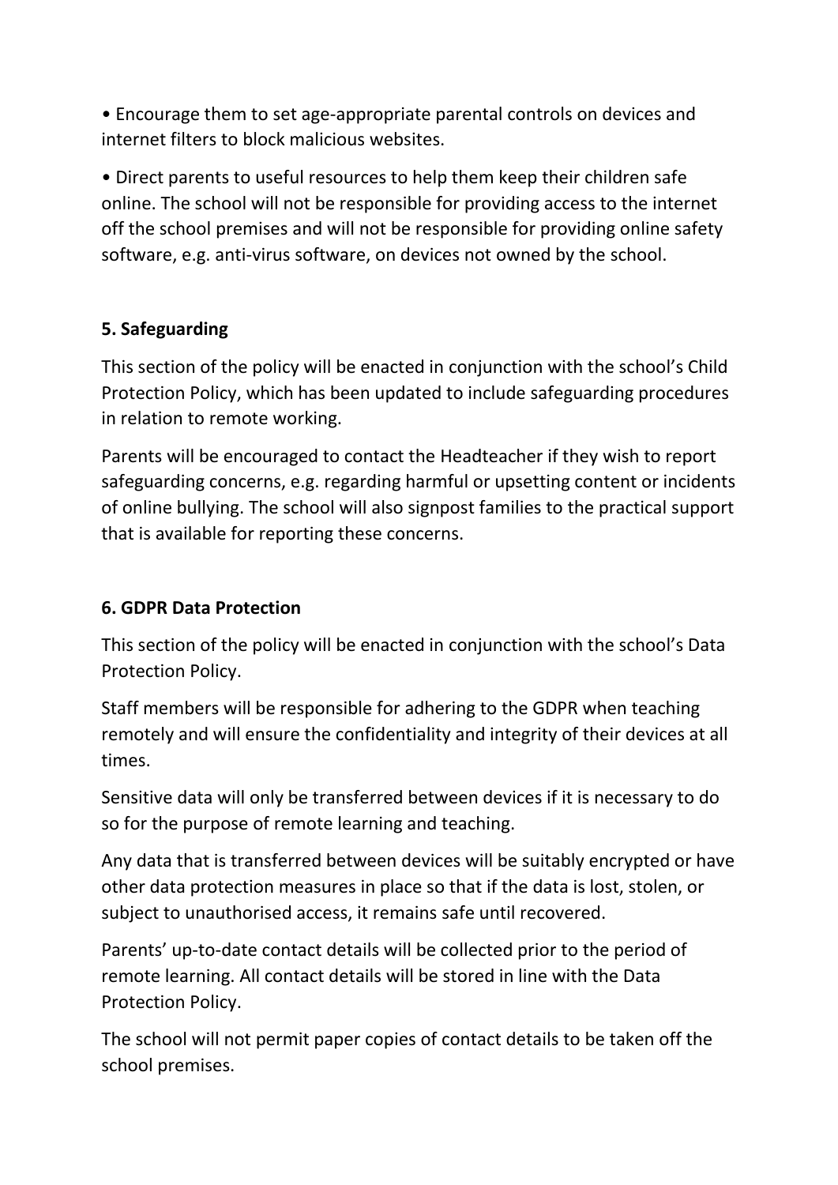- Encourage them to set age-appropriate parental controls on devices and internet filters to block malicious websites.

- Direct parents to useful resources to help them keep their children safe online. The school will not be responsible for providing access to the internet off the school premises and will not be responsible for providing online safety software, e.g. anti-virus software, on devices not owned by the school.

**5. Safeguarding**

This section of the policy will be enacted in conjunction with the school's Child Protection Policy, which has been updated to include safeguarding procedures in relation to remote working.

Parents will be encouraged to contact the Headteacher if they wish to report safeguarding concerns, e.g. regarding harmful or upsetting content or incidents of online bullying. The school will also signpost families to the practical support that is available for reporting these concerns.

**6. GDPR Data Protection**

This section of the policy will be enacted in conjunction with the school's Data Protection Policy.

Staff members will be responsible for adhering to the GDPR when teaching remotely and will ensure the confidentiality and integrity of their devices at all times.

Sensitive data will only be transferred between devices if it is necessary to do so for the purpose of remote learning and teaching.

Any data that is transferred between devices will be suitably encrypted or have other data protection measures in place so that if the data is lost, stolen, or subject to unauthorised access, it remains safe until recovered.

Parents' up-to-date contact details will be collected prior to the period of remote learning. All contact details will be stored in line with the Data Protection Policy.

The school will not permit paper copies of contact details to be taken off the school premises.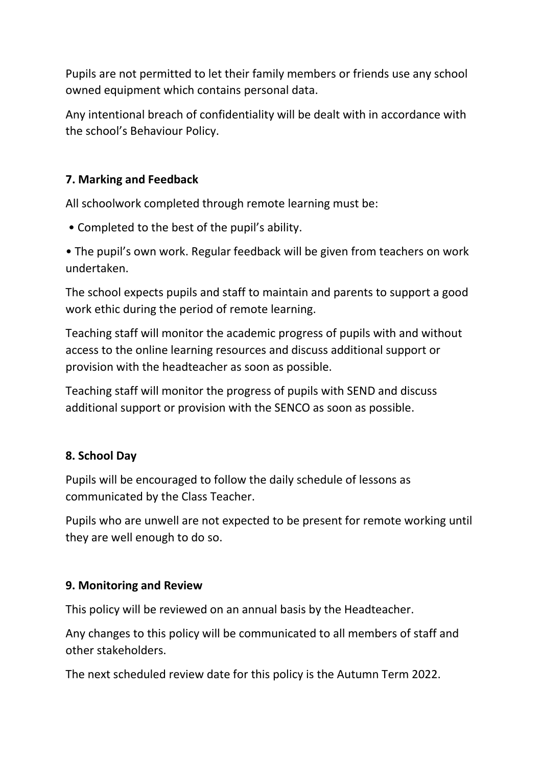Pupils are not permitted to let their family members or friends use any school owned equipment which contains personal data.

Any intentional breach of confidentiality will be dealt with in accordance with the school's Behaviour Policy.

### 7. Marking and Feedback

All schoolwork completed through remote learning must be:

- Completed to the best of the pupil's ability.
- The pupil's own work. Regular feedback will be given from teachers on work undertaken.

The school expects pupils and staff to maintain and parents to support a good work ethic during the period of remote learning.

Teaching staff will monitor the academic progress of pupils with and without access to the online learning resources and discuss additional support or provision with the headteacher as soon as possible.

Teaching staff will monitor the progress of pupils with SEND and discuss additional support or provision with the SENCO as soon as possible.

### 8. School Day

Pupils will be encouraged to follow the daily schedule of lessons as communicated by the Class Teacher.

Pupils who are unwell are not expected to be present for remote working until they are well enough to do so.

### 9. Monitoring and Review

This policy will be reviewed on an annual basis by the Headteacher.

Any changes to this policy will be communicated to all members of staff and other stakeholders.

The next scheduled review date for this policy is the Autumn Term 2022.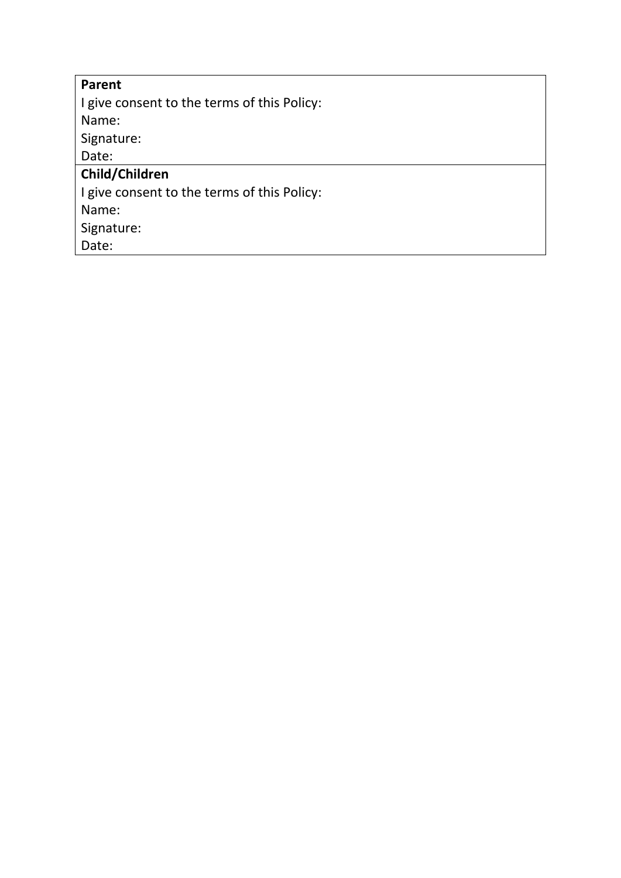| |
|---|
| **Parent**<br>I give consent to the terms of this Policy:<br>Name:<br>Signature:<br>Date: |
| **Child/Children**<br>I give consent to the terms of this Policy:<br>Name:<br>Signature:<br>Date: |